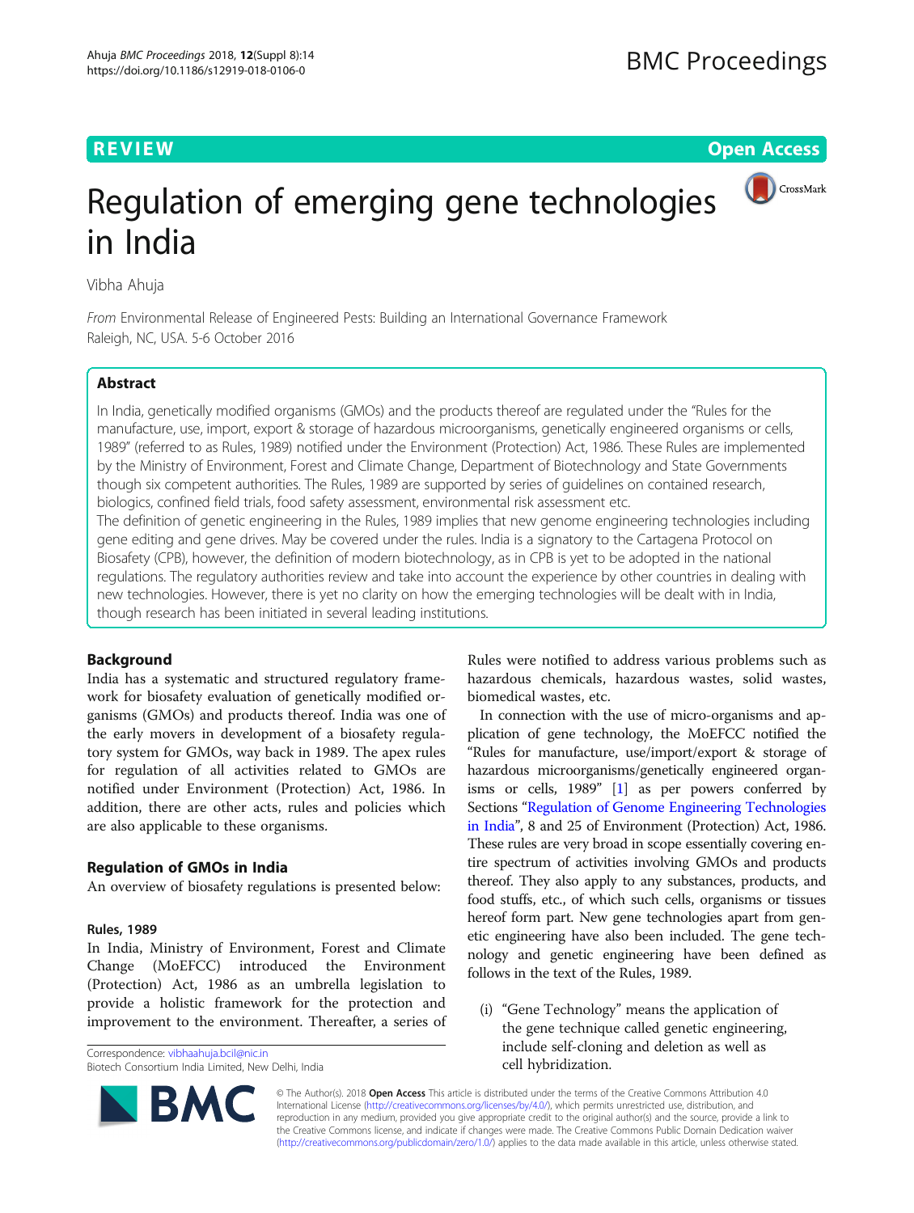REVIEW

Open Access

# Regulation of emerging gene technologies in India

Vibha Ahuja

*From* Environmental Release of Engineered Pests: Building an International Governance Framework
Raleigh, NC, USA. 5-6 October 2016

## Abstract

In India, genetically modified organisms (GMOs) and the products thereof are regulated under the "Rules for the manufacture, use, import, export & storage of hazardous microorganisms, genetically engineered organisms or cells, 1989" (referred to as Rules, 1989) notified under the Environment (Protection) Act, 1986. These Rules are implemented by the Ministry of Environment, Forest and Climate Change, Department of Biotechnology and State Governments though six competent authorities. The Rules, 1989 are supported by series of guidelines on contained research, biologics, confined field trials, food safety assessment, environmental risk assessment etc.

The definition of genetic engineering in the Rules, 1989 implies that new genome engineering technologies including gene editing and gene drives. May be covered under the rules. India is a signatory to the Cartagena Protocol on Biosafety (CPB), however, the definition of modern biotechnology, as in CPB is yet to be adopted in the national regulations. The regulatory authorities review and take into account the experience by other countries in dealing with new technologies. However, there is yet no clarity on how the emerging technologies will be dealt with in India, though research has been initiated in several leading institutions.

## Background

India has a systematic and structured regulatory framework for biosafety evaluation of genetically modified organisms (GMOs) and products thereof. India was one of the early movers in development of a biosafety regulatory system for GMOs, way back in 1989. The apex rules for regulation of all activities related to GMOs are notified under Environment (Protection) Act, 1986. In addition, there are other acts, rules and policies which are also applicable to these organisms.

## Regulation of GMOs in India

An overview of biosafety regulations is presented below:

### Rules, 1989

In India, Ministry of Environment, Forest and Climate Change (MoEFCC) introduced the Environment (Protection) Act, 1986 as an umbrella legislation to provide a holistic framework for the protection and improvement to the environment. Thereafter, a series of Rules were notified to address various problems such as hazardous chemicals, hazardous wastes, solid wastes, biomedical wastes, etc.

In connection with the use of micro-organisms and application of gene technology, the MoEFCC notified the "Rules for manufacture, use/import/export & storage of hazardous microorganisms/genetically engineered organisms or cells, 1989" [1] as per powers conferred by Sections "Regulation of Genome Engineering Technologies in India", 8 and 25 of Environment (Protection) Act, 1986. These rules are very broad in scope essentially covering entire spectrum of activities involving GMOs and products thereof. They also apply to any substances, products, and food stuffs, etc., of which such cells, organisms or tissues hereof form part. New gene technologies apart from genetic engineering have also been included. The gene technology and genetic engineering have been defined as follows in the text of the Rules, 1989.

(i) "Gene Technology" means the application of the gene technique called genetic engineering, include self-cloning and deletion as well as cell hybridization.

Correspondence: vibhaahuja.bcil@nic.in
Biotech Consortium India Limited, New Delhi, India

© The Author(s). 2018 **Open Access** This article is distributed under the terms of the Creative Commons Attribution 4.0 International License (http://creativecommons.org/licenses/by/4.0/), which permits unrestricted use, distribution, and reproduction in any medium, provided you give appropriate credit to the original author(s) and the source, provide a link to the Creative Commons license, and indicate if changes were made. The Creative Commons Public Domain Dedication waiver (http://creativecommons.org/publicdomain/zero/1.0/) applies to the data made available in this article, unless otherwise stated.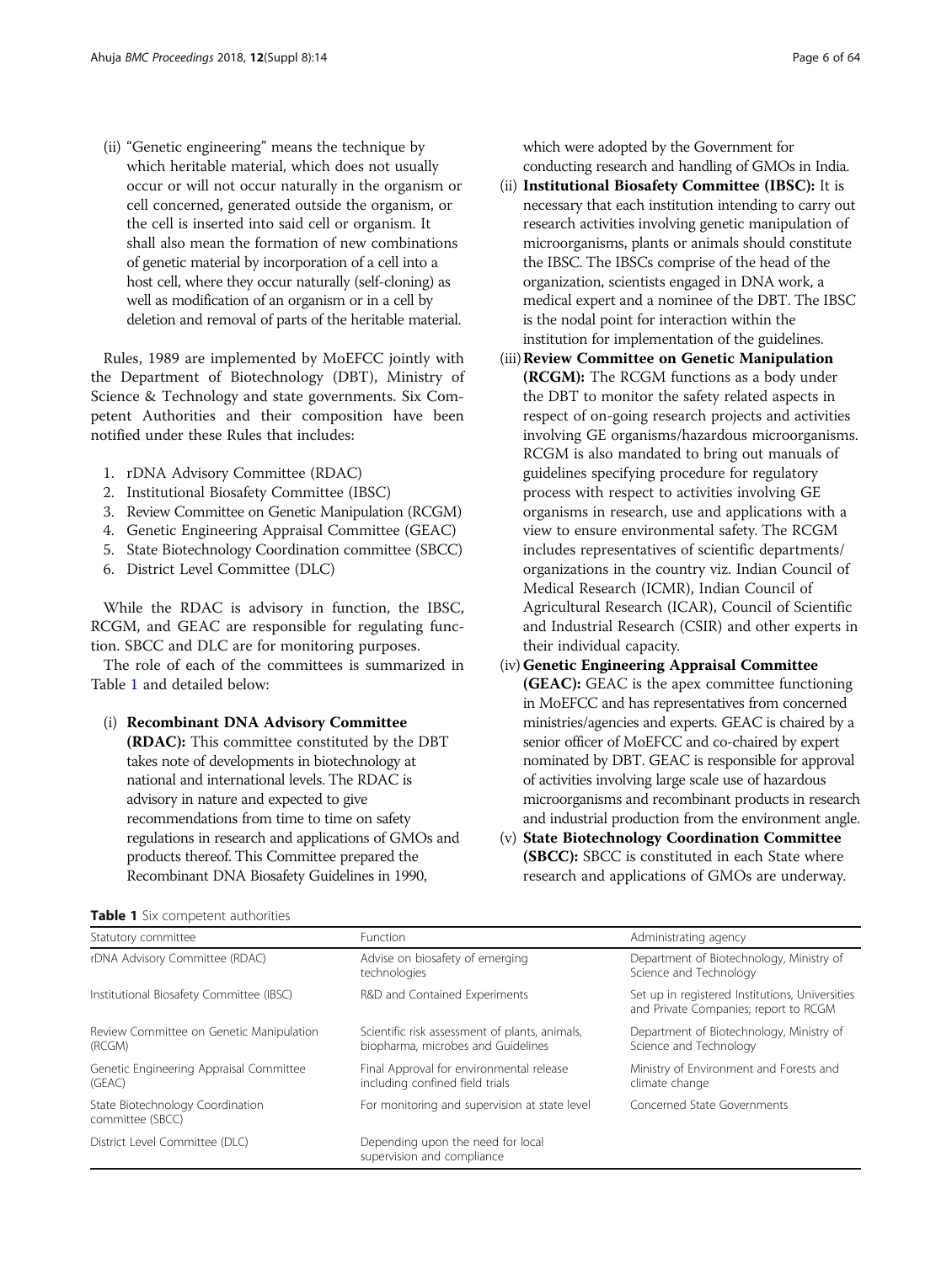(ii) "Genetic engineering" means the technique by which heritable material, which does not usually occur or will not occur naturally in the organism or cell concerned, generated outside the organism, or the cell is inserted into said cell or organism. It shall also mean the formation of new combinations of genetic material by incorporation of a cell into a host cell, where they occur naturally (self-cloning) as well as modification of an organism or in a cell by deletion and removal of parts of the heritable material.

Rules, 1989 are implemented by MoEFCC jointly with the Department of Biotechnology (DBT), Ministry of Science & Technology and state governments. Six Competent Authorities and their composition have been notified under these Rules that includes:

1. rDNA Advisory Committee (RDAC)
2. Institutional Biosafety Committee (IBSC)
3. Review Committee on Genetic Manipulation (RCGM)
4. Genetic Engineering Appraisal Committee (GEAC)
5. State Biotechnology Coordination committee (SBCC)
6. District Level Committee (DLC)

While the RDAC is advisory in function, the IBSC, RCGM, and GEAC are responsible for regulating function. SBCC and DLC are for monitoring purposes.

The role of each of the committees is summarized in Table 1 and detailed below:

(i) **Recombinant DNA Advisory Committee (RDAC):** This committee constituted by the DBT takes note of developments in biotechnology at national and international levels. The RDAC is advisory in nature and expected to give recommendations from time to time on safety regulations in research and applications of GMOs and products thereof. This Committee prepared the Recombinant DNA Biosafety Guidelines in 1990, which were adopted by the Government for conducting research and handling of GMOs in India.

(ii) **Institutional Biosafety Committee (IBSC):** It is necessary that each institution intending to carry out research activities involving genetic manipulation of microorganisms, plants or animals should constitute the IBSC. The IBSCs comprise of the head of the organization, scientists engaged in DNA work, a medical expert and a nominee of the DBT. The IBSC is the nodal point for interaction within the institution for implementation of the guidelines.

(iii) **Review Committee on Genetic Manipulation (RCGM):** The RCGM functions as a body under the DBT to monitor the safety related aspects in respect of on-going research projects and activities involving GE organisms/hazardous microorganisms. RCGM is also mandated to bring out manuals of guidelines specifying procedure for regulatory process with respect to activities involving GE organisms in research, use and applications with a view to ensure environmental safety. The RCGM includes representatives of scientific departments/organizations in the country viz. Indian Council of Medical Research (ICMR), Indian Council of Agricultural Research (ICAR), Council of Scientific and Industrial Research (CSIR) and other experts in their individual capacity.

(iv) **Genetic Engineering Appraisal Committee (GEAC):** GEAC is the apex committee functioning in MoEFCC and has representatives from concerned ministries/agencies and experts. GEAC is chaired by a senior officer of MoEFCC and co-chaired by expert nominated by DBT. GEAC is responsible for approval of activities involving large scale use of hazardous microorganisms and recombinant products in research and industrial production from the environment angle.

(v) **State Biotechnology Coordination Committee (SBCC):** SBCC is constituted in each State where research and applications of GMOs are underway.

**Table 1** Six competent authorities

| Statutory committee | Function | Administrating agency |
|---|---|---|
| rDNA Advisory Committee (RDAC) | Advise on biosafety of emerging technologies | Department of Biotechnology, Ministry of Science and Technology |
| Institutional Biosafety Committee (IBSC) | R&D and Contained Experiments | Set up in registered Institutions, Universities and Private Companies; report to RCGM |
| Review Committee on Genetic Manipulation (RCGM) | Scientific risk assessment of plants, animals, biopharma, microbes and Guidelines | Department of Biotechnology, Ministry of Science and Technology |
| Genetic Engineering Appraisal Committee (GEAC) | Final Approval for environmental release including confined field trials | Ministry of Environment and Forests and climate change |
| State Biotechnology Coordination committee (SBCC) | For monitoring and supervision at state level | Concerned State Governments |
| District Level Committee (DLC) | Depending upon the need for local supervision and compliance | |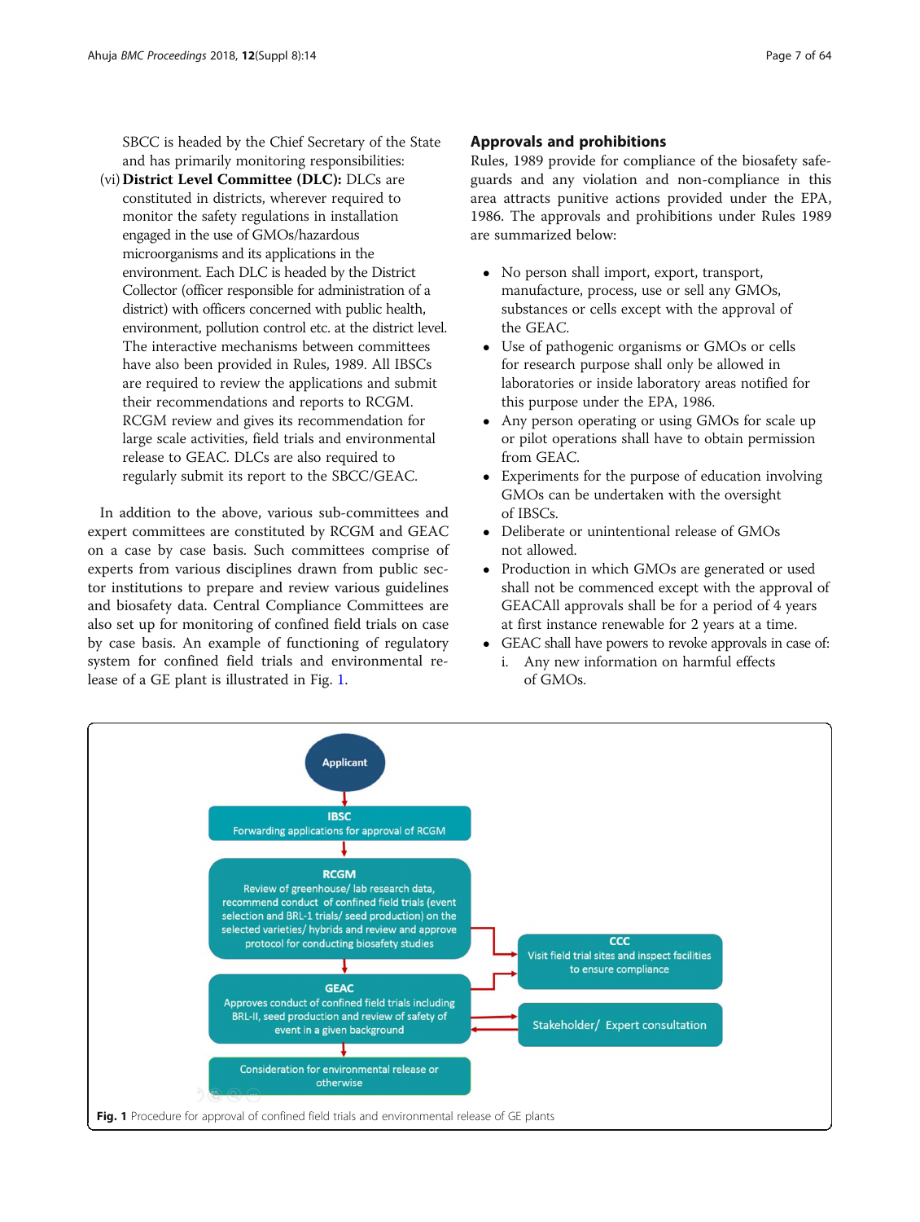SBCC is headed by the Chief Secretary of the State and has primarily monitoring responsibilities:

(vi) **District Level Committee (DLC):** DLCs are constituted in districts, wherever required to monitor the safety regulations in installation engaged in the use of GMOs/hazardous microorganisms and its applications in the environment. Each DLC is headed by the District Collector (officer responsible for administration of a district) with officers concerned with public health, environment, pollution control etc. at the district level. The interactive mechanisms between committees have also been provided in Rules, 1989. All IBSCs are required to review the applications and submit their recommendations and reports to RCGM. RCGM review and gives its recommendation for large scale activities, field trials and environmental release to GEAC. DLCs are also required to regularly submit its report to the SBCC/GEAC.

In addition to the above, various sub-committees and expert committees are constituted by RCGM and GEAC on a case by case basis. Such committees comprise of experts from various disciplines drawn from public sector institutions to prepare and review various guidelines and biosafety data. Central Compliance Committees are also set up for monitoring of confined field trials on case by case basis. An example of functioning of regulatory system for confined field trials and environmental release of a GE plant is illustrated in Fig. 1.

## Approvals and prohibitions

Rules, 1989 provide for compliance of the biosafety safeguards and any violation and non-compliance in this area attracts punitive actions provided under the EPA, 1986. The approvals and prohibitions under Rules 1989 are summarized below:

- No person shall import, export, transport, manufacture, process, use or sell any GMOs, substances or cells except with the approval of the GEAC.
- Use of pathogenic organisms or GMOs or cells for research purpose shall only be allowed in laboratories or inside laboratory areas notified for this purpose under the EPA, 1986.
- Any person operating or using GMOs for scale up or pilot operations shall have to obtain permission from GEAC.
- Experiments for the purpose of education involving GMOs can be undertaken with the oversight of IBSCs.
- Deliberate or unintentional release of GMOs not allowed.
- Production in which GMOs are generated or used shall not be commenced except with the approval of GEACAll approvals shall be for a period of 4 years at first instance renewable for 2 years at a time.
- GEAC shall have powers to revoke approvals in case of:
  i. Any new information on harmful effects of GMOs.

Applicant → **IBSC**: Forwarding applications for approval of RCGM → **RCGM**: Review of greenhouse/ lab research data, recommend conduct of confined field trials (event selection and BRL-1 trials/ seed production) on the selected varieties/ hybrids and review and approve protocol for conducting biosafety studies → **GEAC**: Approves conduct of confined field trials including BRL-II, seed production and review of safety of event in a given background → Consideration for environmental release or otherwise

**CCC**: Visit field trial sites and inspect facilities to ensure compliance

Stakeholder/ Expert consultation

**Fig. 1** Procedure for approval of confined field trials and environmental release of GE plants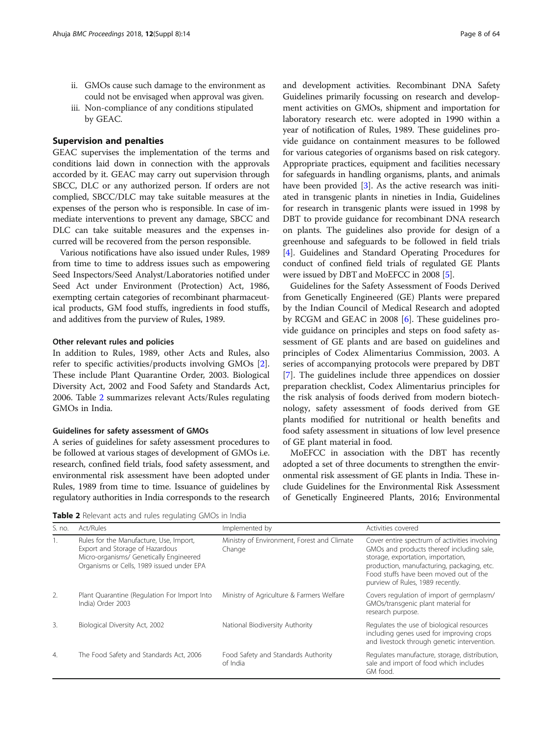ii. GMOs cause such damage to the environment as could not be envisaged when approval was given.
iii. Non-compliance of any conditions stipulated by GEAC.

## Supervision and penalties

GEAC supervises the implementation of the terms and conditions laid down in connection with the approvals accorded by it. GEAC may carry out supervision through SBCC, DLC or any authorized person. If orders are not complied, SBCC/DLC may take suitable measures at the expenses of the person who is responsible. In case of immediate interventions to prevent any damage, SBCC and DLC can take suitable measures and the expenses incurred will be recovered from the person responsible.

Various notifications have also issued under Rules, 1989 from time to time to address issues such as empowering Seed Inspectors/Seed Analyst/Laboratories notified under Seed Act under Environment (Protection) Act, 1986, exempting certain categories of recombinant pharmaceutical products, GM food stuffs, ingredients in food stuffs, and additives from the purview of Rules, 1989.

### Other relevant rules and policies

In addition to Rules, 1989, other Acts and Rules, also refer to specific activities/products involving GMOs [2]. These include Plant Quarantine Order, 2003. Biological Diversity Act, 2002 and Food Safety and Standards Act, 2006. Table 2 summarizes relevant Acts/Rules regulating GMOs in India.

### Guidelines for safety assessment of GMOs

A series of guidelines for safety assessment procedures to be followed at various stages of development of GMOs i.e. research, confined field trials, food safety assessment, and environmental risk assessment have been adopted under Rules, 1989 from time to time. Issuance of guidelines by regulatory authorities in India corresponds to the research and development activities. Recombinant DNA Safety Guidelines primarily focussing on research and development activities on GMOs, shipment and importation for laboratory research etc. were adopted in 1990 within a year of notification of Rules, 1989. These guidelines provide guidance on containment measures to be followed for various categories of organisms based on risk category. Appropriate practices, equipment and facilities necessary for safeguards in handling organisms, plants, and animals have been provided [3]. As the active research was initiated in transgenic plants in nineties in India, Guidelines for research in transgenic plants were issued in 1998 by DBT to provide guidance for recombinant DNA research on plants. The guidelines also provide for design of a greenhouse and safeguards to be followed in field trials [4]. Guidelines and Standard Operating Procedures for conduct of confined field trials of regulated GE Plants were issued by DBT and MoEFCC in 2008 [5].

Guidelines for the Safety Assessment of Foods Derived from Genetically Engineered (GE) Plants were prepared by the Indian Council of Medical Research and adopted by RCGM and GEAC in 2008 [6]. These guidelines provide guidance on principles and steps on food safety assessment of GE plants and are based on guidelines and principles of Codex Alimentarius Commission, 2003. A series of accompanying protocols were prepared by DBT [7]. The guidelines include three appendices on dossier preparation checklist, Codex Alimentarius principles for the risk analysis of foods derived from modern biotechnology, safety assessment of foods derived from GE plants modified for nutritional or health benefits and food safety assessment in situations of low level presence of GE plant material in food.

MoEFCC in association with the DBT has recently adopted a set of three documents to strengthen the environmental risk assessment of GE plants in India. These include Guidelines for the Environmental Risk Assessment of Genetically Engineered Plants, 2016; Environmental

**Table 2** Relevant acts and rules regulating GMOs in India

| S. no. | Act/Rules | Implemented by | Activities covered |
|---|---|---|---|
| 1. | Rules for the Manufacture, Use, Import, Export and Storage of Hazardous Micro-organisms/ Genetically Engineered Organisms or Cells, 1989 issued under EPA | Ministry of Environment, Forest and Climate Change | Cover entire spectrum of activities involving GMOs and products thereof including sale, storage, exportation, importation, production, manufacturing, packaging, etc. Food stuffs have been moved out of the purview of Rules, 1989 recently. |
| 2. | Plant Quarantine (Regulation For Import Into India) Order 2003 | Ministry of Agriculture & Farmers Welfare | Covers regulation of import of germplasm/ GMOs/transgenic plant material for research purpose. |
| 3. | Biological Diversity Act, 2002 | National Biodiversity Authority | Regulates the use of biological resources including genes used for improving crops and livestock through genetic intervention. |
| 4. | The Food Safety and Standards Act, 2006 | Food Safety and Standards Authority of India | Regulates manufacture, storage, distribution, sale and import of food which includes GM food. |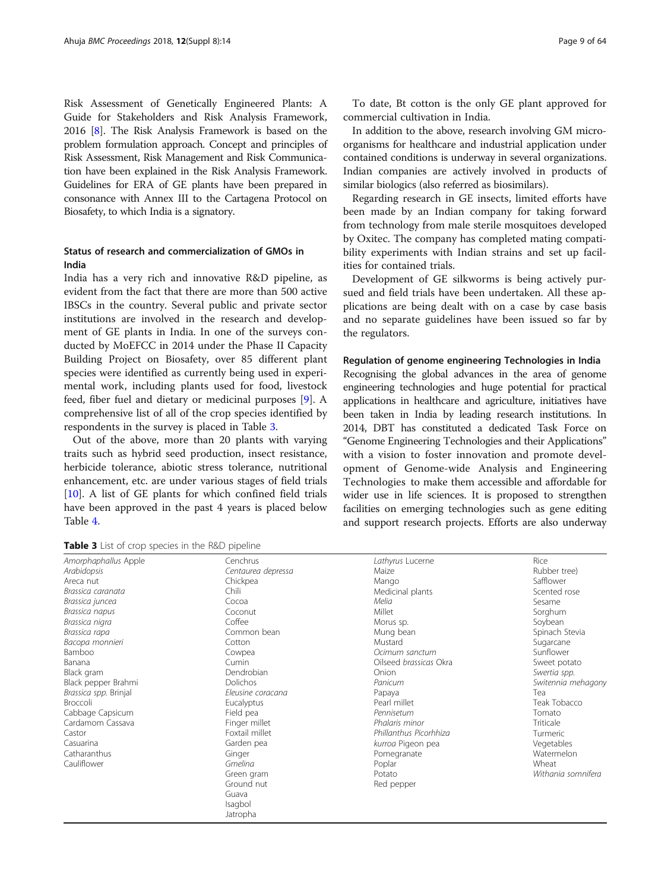Risk Assessment of Genetically Engineered Plants: A Guide for Stakeholders and Risk Analysis Framework, 2016 [8]. The Risk Analysis Framework is based on the problem formulation approach. Concept and principles of Risk Assessment, Risk Management and Risk Communication have been explained in the Risk Analysis Framework. Guidelines for ERA of GE plants have been prepared in consonance with Annex III to the Cartagena Protocol on Biosafety, to which India is a signatory.

### Status of research and commercialization of GMOs in India

India has a very rich and innovative R&D pipeline, as evident from the fact that there are more than 500 active IBSCs in the country. Several public and private sector institutions are involved in the research and development of GE plants in India. In one of the surveys conducted by MoEFCC in 2014 under the Phase II Capacity Building Project on Biosafety, over 85 different plant species were identified as currently being used in experimental work, including plants used for food, livestock feed, fiber fuel and dietary or medicinal purposes [9]. A comprehensive list of all of the crop species identified by respondents in the survey is placed in Table 3.

Out of the above, more than 20 plants with varying traits such as hybrid seed production, insect resistance, herbicide tolerance, abiotic stress tolerance, nutritional enhancement, etc. are under various stages of field trials [10]. A list of GE plants for which confined field trials have been approved in the past 4 years is placed below Table 4.

To date, Bt cotton is the only GE plant approved for commercial cultivation in India.

In addition to the above, research involving GM microorganisms for healthcare and industrial application under contained conditions is underway in several organizations. Indian companies are actively involved in products of similar biologics (also referred as biosimilars).

Regarding research in GE insects, limited efforts have been made by an Indian company for taking forward from technology from male sterile mosquitoes developed by Oxitec. The company has completed mating compatibility experiments with Indian strains and set up facilities for contained trials.

Development of GE silkworms is being actively pursued and field trials have been undertaken. All these applications are being dealt with on a case by case basis and no separate guidelines have been issued so far by the regulators.

### Regulation of genome engineering Technologies in India

Recognising the global advances in the area of genome engineering technologies and huge potential for practical applications in healthcare and agriculture, initiatives have been taken in India by leading research institutions. In 2014, DBT has constituted a dedicated Task Force on "Genome Engineering Technologies and their Applications" with a vision to foster innovation and promote development of Genome-wide Analysis and Engineering Technologies to make them accessible and affordable for wider use in life sciences. It is proposed to strengthen facilities on emerging technologies such as gene editing and support research projects. Efforts are also underway

**Table 3** List of crop species in the R&D pipeline

| | | | |
|---|---|---|---|
| *Amorphaphallus* Apple | Cenchrus | *Lathyrus* Lucerne | Rice |
| *Arabidopsis* | *Centaurea depressa* | Maize | Rubber tree) |
| Areca nut | Chickpea | Mango | Safflower |
| *Brassica caranata* | Chili | Medicinal plants | Scented rose |
| *Brassica juncea* | Cocoa | *Melia* | Sesame |
| *Brassica napus* | Coconut | Millet | Sorghum |
| *Brassica nigra* | Coffee | *Morus* sp. | Soybean |
| *Brassica rapa* | Common bean | Mung bean | Spinach Stevia |
| *Bacopa monnieri* | Cotton | Mustard | Sugarcane |
| Bamboo | Cowpea | *Ocimum sanctum* | Sunflower |
| Banana | Cumin | Oilseed *brassicas* Okra | Sweet potato |
| Black gram | Dendrobian | Onion | *Swertia spp.* |
| Black pepper Brahmi | Dolichos | *Panicum* | *Switennia mehagony* |
| *Brassica spp.* Brinjal | *Eleusine coracana* | Papaya | Tea |
| Broccoli | Eucalyptus | Pearl millet | Teak Tobacco |
| Cabbage Capsicum | Field pea | *Pennisetum* | Tomato |
| Cardamom Cassava | Finger millet | *Phalaris minor* | Triticale |
| Castor | Foxtail millet | *Phillanthus Picorhhiza* | Turmeric |
| Casuarina | Garden pea | *kurroa* Pigeon pea | Vegetables |
| Catharanthus | Ginger | Pomegranate | Watermelon |
| Cauliflower | *Gmelina* | Poplar | Wheat |
| | Green gram | Potato | *Withania somnifera* |
| | Ground nut | Red pepper | |
| | Guava | | |
| | Isagbol | | |
| | Jatropha | | |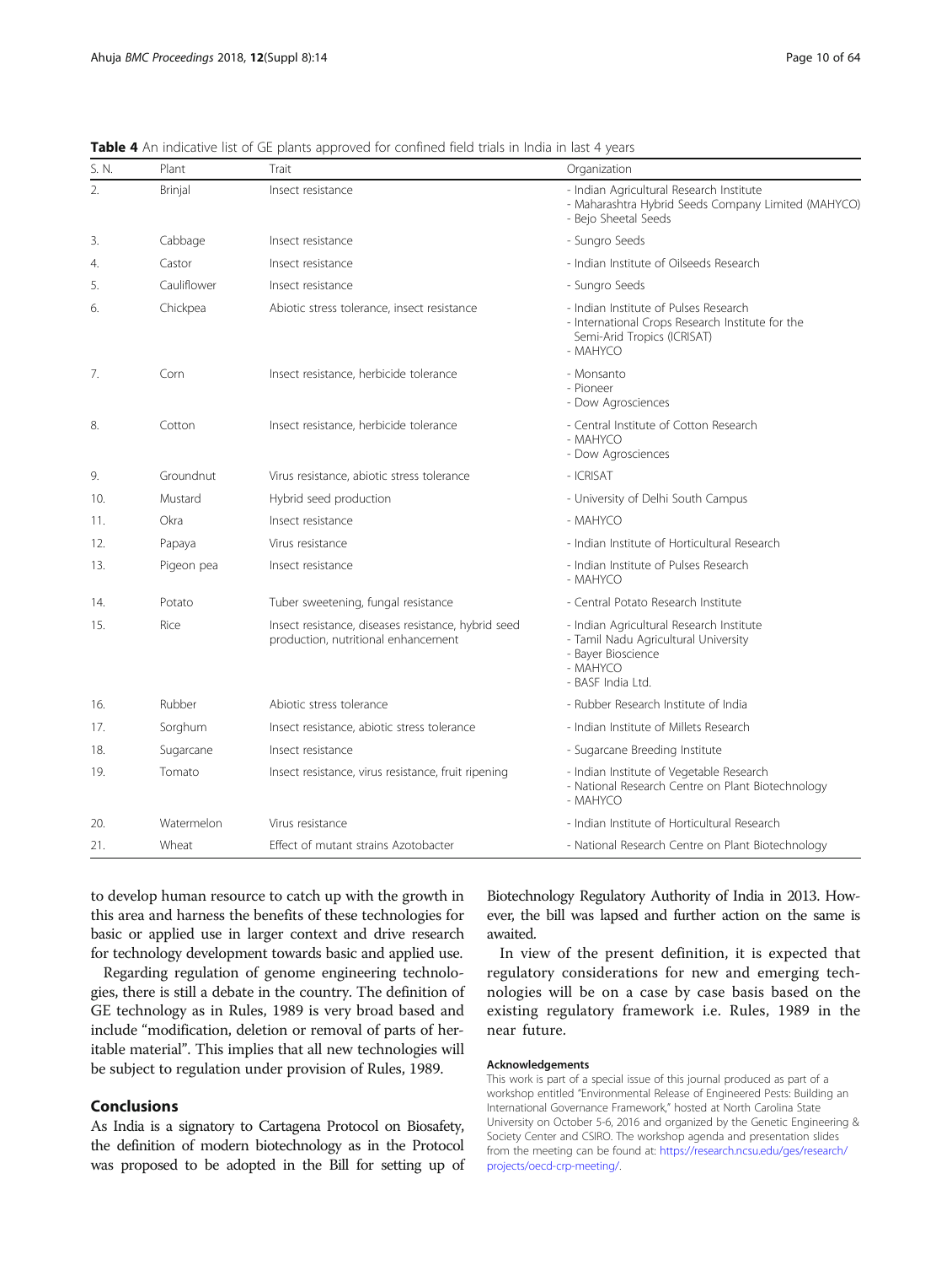**Table 4** An indicative list of GE plants approved for confined field trials in India in last 4 years

| S. N. | Plant | Trait | Organization |
|---|---|---|---|
| 2. | Brinjal | Insect resistance | - Indian Agricultural Research Institute<br>- Maharashtra Hybrid Seeds Company Limited (MAHYCO)<br>- Bejo Sheetal Seeds |
| 3. | Cabbage | Insect resistance | - Sungro Seeds |
| 4. | Castor | Insect resistance | - Indian Institute of Oilseeds Research |
| 5. | Cauliflower | Insect resistance | - Sungro Seeds |
| 6. | Chickpea | Abiotic stress tolerance, insect resistance | - Indian Institute of Pulses Research<br>- International Crops Research Institute for the Semi-Arid Tropics (ICRISAT)<br>- MAHYCO |
| 7. | Corn | Insect resistance, herbicide tolerance | - Monsanto<br>- Pioneer<br>- Dow Agrosciences |
| 8. | Cotton | Insect resistance, herbicide tolerance | - Central Institute of Cotton Research<br>- MAHYCO<br>- Dow Agrosciences |
| 9. | Groundnut | Virus resistance, abiotic stress tolerance | - ICRISAT |
| 10. | Mustard | Hybrid seed production | - University of Delhi South Campus |
| 11. | Okra | Insect resistance | - MAHYCO |
| 12. | Papaya | Virus resistance | - Indian Institute of Horticultural Research |
| 13. | Pigeon pea | Insect resistance | - Indian Institute of Pulses Research<br>- MAHYCO |
| 14. | Potato | Tuber sweetening, fungal resistance | - Central Potato Research Institute |
| 15. | Rice | Insect resistance, diseases resistance, hybrid seed production, nutritional enhancement | - Indian Agricultural Research Institute<br>- Tamil Nadu Agricultural University<br>- Bayer Bioscience<br>- MAHYCO<br>- BASF India Ltd. |
| 16. | Rubber | Abiotic stress tolerance | - Rubber Research Institute of India |
| 17. | Sorghum | Insect resistance, abiotic stress tolerance | - Indian Institute of Millets Research |
| 18. | Sugarcane | Insect resistance | - Sugarcane Breeding Institute |
| 19. | Tomato | Insect resistance, virus resistance, fruit ripening | - Indian Institute of Vegetable Research<br>- National Research Centre on Plant Biotechnology<br>- MAHYCO |
| 20. | Watermelon | Virus resistance | - Indian Institute of Horticultural Research |
| 21. | Wheat | Effect of mutant strains Azotobacter | - National Research Centre on Plant Biotechnology |

to develop human resource to catch up with the growth in this area and harness the benefits of these technologies for basic or applied use in larger context and drive research for technology development towards basic and applied use.

Regarding regulation of genome engineering technologies, there is still a debate in the country. The definition of GE technology as in Rules, 1989 is very broad based and include "modification, deletion or removal of parts of heritable material". This implies that all new technologies will be subject to regulation under provision of Rules, 1989.

## Conclusions

As India is a signatory to Cartagena Protocol on Biosafety, the definition of modern biotechnology as in the Protocol was proposed to be adopted in the Bill for setting up of Biotechnology Regulatory Authority of India in 2013. However, the bill was lapsed and further action on the same is awaited.

In view of the present definition, it is expected that regulatory considerations for new and emerging technologies will be on a case by case basis based on the existing regulatory framework i.e. Rules, 1989 in the near future.

#### Acknowledgements

This work is part of a special issue of this journal produced as part of a workshop entitled "Environmental Release of Engineered Pests: Building an International Governance Framework," hosted at North Carolina State University on October 5-6, 2016 and organized by the Genetic Engineering & Society Center and CSIRO. The workshop agenda and presentation slides from the meeting can be found at: https://research.ncsu.edu/ges/research/projects/oecd-crp-meeting/.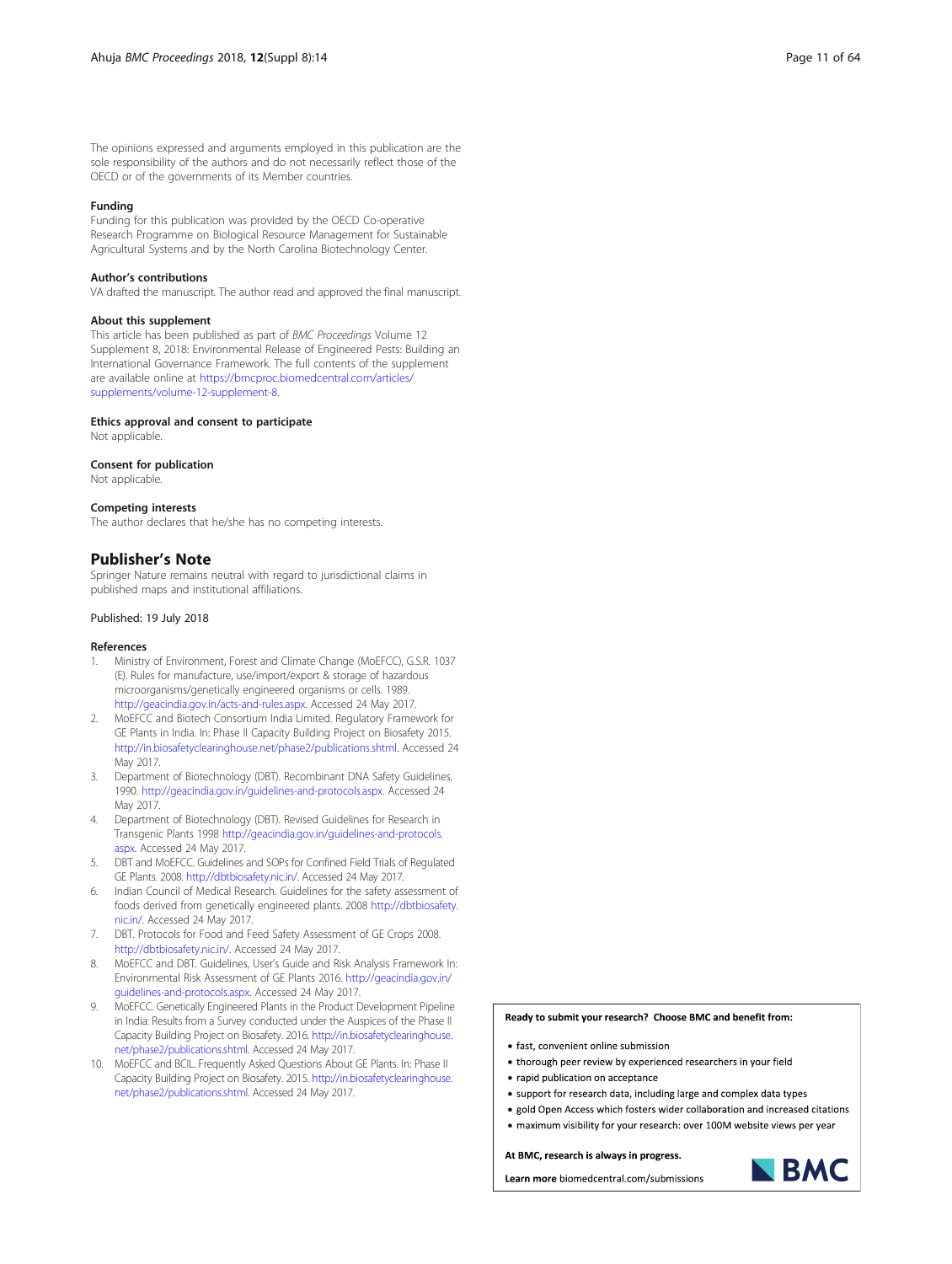The opinions expressed and arguments employed in this publication are the sole responsibility of the authors and do not necessarily reflect those of the OECD or of the governments of its Member countries.

### Funding

Funding for this publication was provided by the OECD Co-operative Research Programme on Biological Resource Management for Sustainable Agricultural Systems and by the North Carolina Biotechnology Center.

### Author's contributions

VA drafted the manuscript. The author read and approved the final manuscript.

### About this supplement

This article has been published as part of *BMC Proceedings* Volume 12 Supplement 8, 2018: Environmental Release of Engineered Pests: Building an International Governance Framework. The full contents of the supplement are available online at https://bmcproc.biomedcentral.com/articles/supplements/volume-12-supplement-8.

### Ethics approval and consent to participate

Not applicable.

### Consent for publication

Not applicable.

### Competing interests

The author declares that he/she has no competing interests.

## Publisher's Note

Springer Nature remains neutral with regard to jurisdictional claims in published maps and institutional affiliations.

Published: 19 July 2018

### References

1. Ministry of Environment, Forest and Climate Change (MoEFCC), G.S.R. 1037 (E). Rules for manufacture, use/import/export & storage of hazardous microorganisms/genetically engineered organisms or cells. 1989. http://geacindia.gov.in/acts-and-rules.aspx. Accessed 24 May 2017.
2. MoEFCC and Biotech Consortium India Limited. Regulatory Framework for GE Plants in India. In: Phase II Capacity Building Project on Biosafety 2015. http://in.biosafetyclearinghouse.net/phase2/publications.shtml. Accessed 24 May 2017.
3. Department of Biotechnology (DBT). Recombinant DNA Safety Guidelines. 1990. http://geacindia.gov.in/guidelines-and-protocols.aspx. Accessed 24 May 2017.
4. Department of Biotechnology (DBT). Revised Guidelines for Research in Transgenic Plants 1998 http://geacindia.gov.in/guidelines-and-protocols.aspx. Accessed 24 May 2017.
5. DBT and MoEFCC. Guidelines and SOPs for Confined Field Trials of Regulated GE Plants. 2008. http://dbtbiosafety.nic.in/. Accessed 24 May 2017.
6. Indian Council of Medical Research. Guidelines for the safety assessment of foods derived from genetically engineered plants. 2008 http://dbtbiosafety.nic.in/. Accessed 24 May 2017.
7. DBT. Protocols for Food and Feed Safety Assessment of GE Crops 2008. http://dbtbiosafety.nic.in/. Accessed 24 May 2017.
8. MoEFCC and DBT. Guidelines, User's Guide and Risk Analysis Framework In: Environmental Risk Assessment of GE Plants 2016. http://geacindia.gov.in/guidelines-and-protocols.aspx. Accessed 24 May 2017.
9. MoEFCC. Genetically Engineered Plants in the Product Development Pipeline in India: Results from a Survey conducted under the Auspices of the Phase II Capacity Building Project on Biosafety. 2016. http://in.biosafetyclearinghouse.net/phase2/publications.shtml. Accessed 24 May 2017.
10. MoEFCC and BCIL. Frequently Asked Questions About GE Plants. In: Phase II Capacity Building Project on Biosafety. 2015. http://in.biosafetyclearinghouse.net/phase2/publications.shtml. Accessed 24 May 2017.

**Ready to submit your research? Choose BMC and benefit from:**

- fast, convenient online submission
- thorough peer review by experienced researchers in your field
- rapid publication on acceptance
- support for research data, including large and complex data types
- gold Open Access which fosters wider collaboration and increased citations
- maximum visibility for your research: over 100M website views per year

**At BMC, research is always in progress.**

**Learn more** biomedcentral.com/submissions

BMC